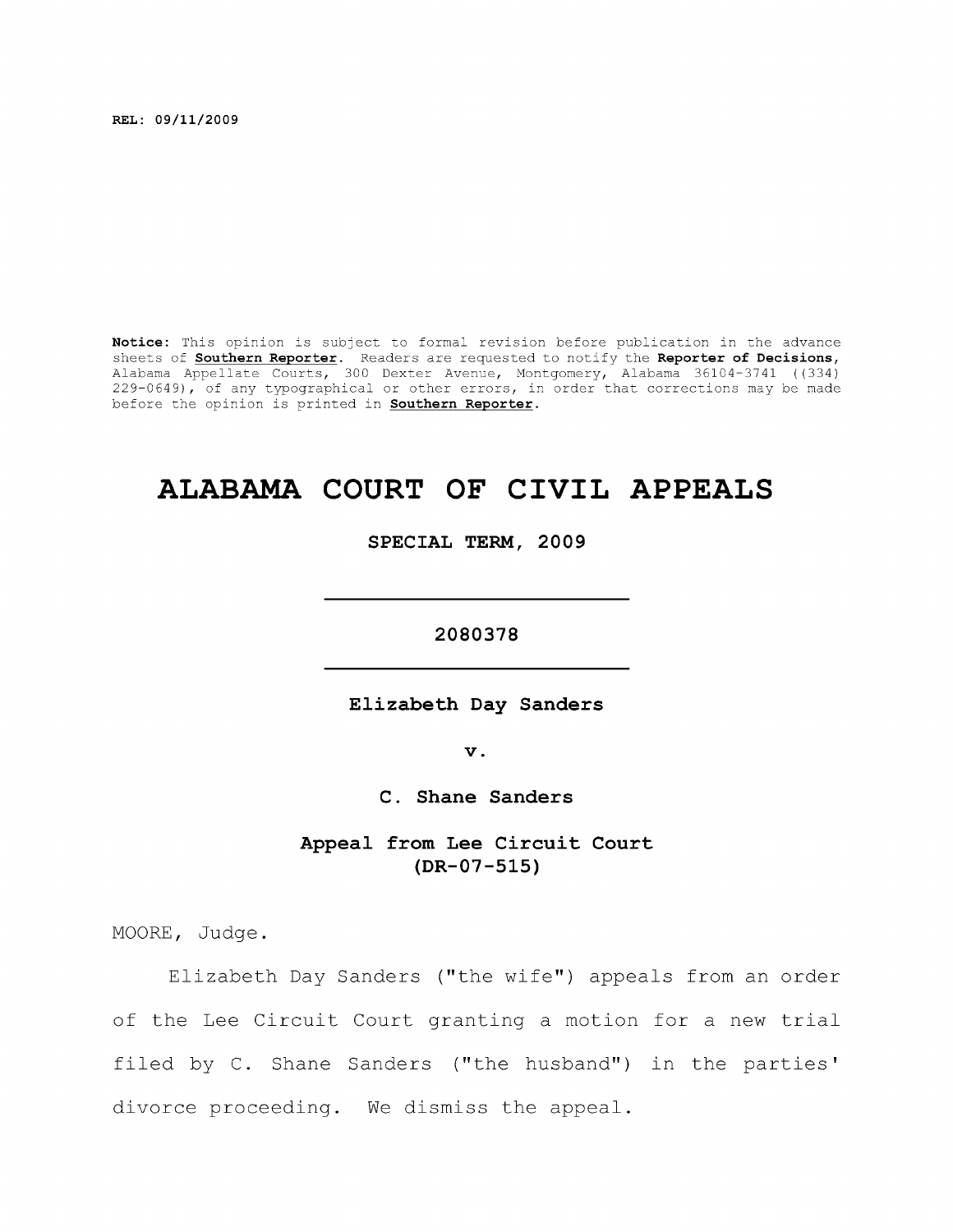REL: 09/11/2009

**Notice:** This opinion is subject to formal revision before publication in the advance sheets of **Southern Reporter**. Readers are requested to notify the **Reporter of Decisions**, Alabama Appellate Courts, 300 Dexter Avenue, Montgomery, Alabama 36104-3741 ((334) 229-0649), of any typographical or other errors, in order that corrections may be made before the opinion is printed in **Southern Reporter**.

# ALABAMA COURT OF CIVIL APPEALS

**SPECIAL TERM, 2009**

---

**2080378**

---

**Elizabeth Day Sanders**

**v.**

**C. Shane Sanders**

**Appeal from Lee Circuit Court (DR-07-515)**

MOORE, Judge.

Elizabeth Day Sanders ("the wife") appeals from an order of the Lee Circuit Court granting a motion for a new trial filed by C. Shane Sanders ("the husband") in the parties' divorce proceeding. We dismiss the appeal.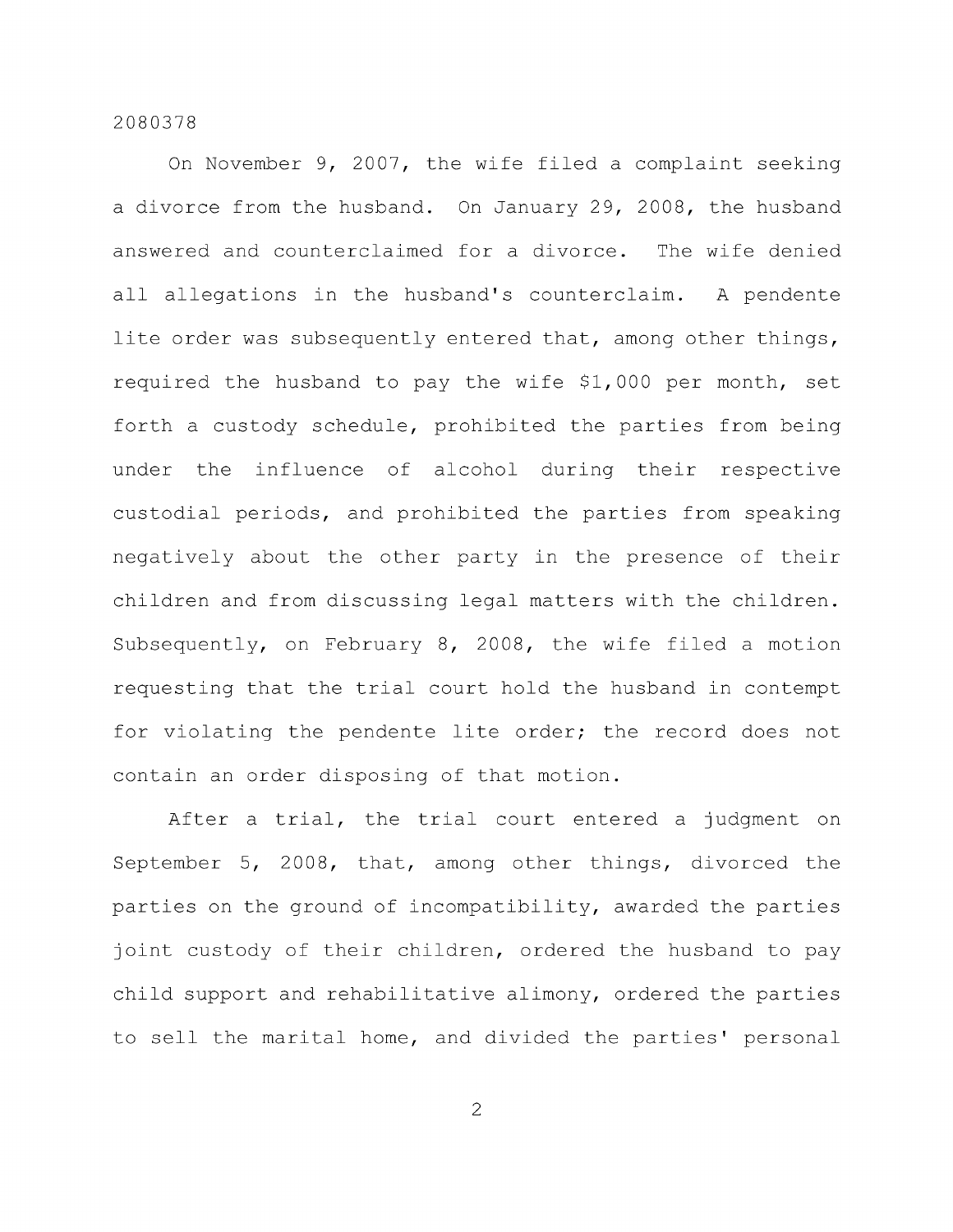On November 9, 2007, the wife filed a complaint seeking a divorce from the husband. On January 29, 2008, the husband answered and counterclaimed for a divorce. The wife denied all allegations in the husband's counterclaim. A pendente lite order was subsequently entered that, among other things, required the husband to pay the wife $1,000 per month, set forth a custody schedule, prohibited the parties from being under the influence of alcohol during their respective custodial periods, and prohibited the parties from speaking negatively about the other party in the presence of their children and from discussing legal matters with the children. Subsequently, on February 8, 2008, the wife filed a motion requesting that the trial court hold the husband in contempt for violating the pendente lite order; the record does not contain an order disposing of that motion.

After a trial, the trial court entered a judgment on September 5, 2008, that, among other things, divorced the parties on the ground of incompatibility, awarded the parties joint custody of their children, ordered the husband to pay child support and rehabilitative alimony, ordered the parties to sell the marital home, and divided the parties' personal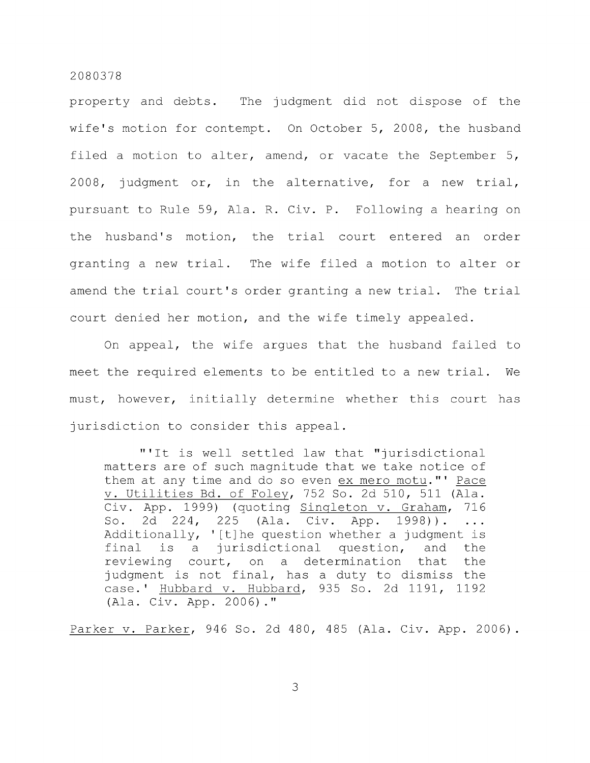property and debts. The judgment did not dispose of the wife's motion for contempt. On October 5, 2008, the husband filed a motion to alter, amend, or vacate the September 5, 2008, judgment or, in the alternative, for a new trial, pursuant to Rule 59, Ala. R. Civ. P. Following a hearing on the husband's motion, the trial court entered an order granting a new trial. The wife filed a motion to alter or amend the trial court's order granting a new trial. The trial court denied her motion, and the wife timely appealed.

On appeal, the wife argues that the husband failed to meet the required elements to be entitled to a new trial. We must, however, initially determine whether this court has jurisdiction to consider this appeal.

> "'It is well settled law that "jurisdictional matters are of such magnitude that we take notice of them at any time and do so even _ex mero motu_."' _Pace v. Utilities Bd. of Foley_, 752 So. 2d 510, 511 (Ala. Civ. App. 1999) (quoting _Singleton v. Graham_, 716 So. 2d 224, 225 (Ala. Civ. App. 1998)). ... Additionally, '[t]he question whether a judgment is final is a jurisdictional question, and the reviewing court, on a determination that the judgment is not final, has a duty to dismiss the case.' _Hubbard v. Hubbard_, 935 So. 2d 1191, 1192 (Ala. Civ. App. 2006)."

_Parker v. Parker_, 946 So. 2d 480, 485 (Ala. Civ. App. 2006).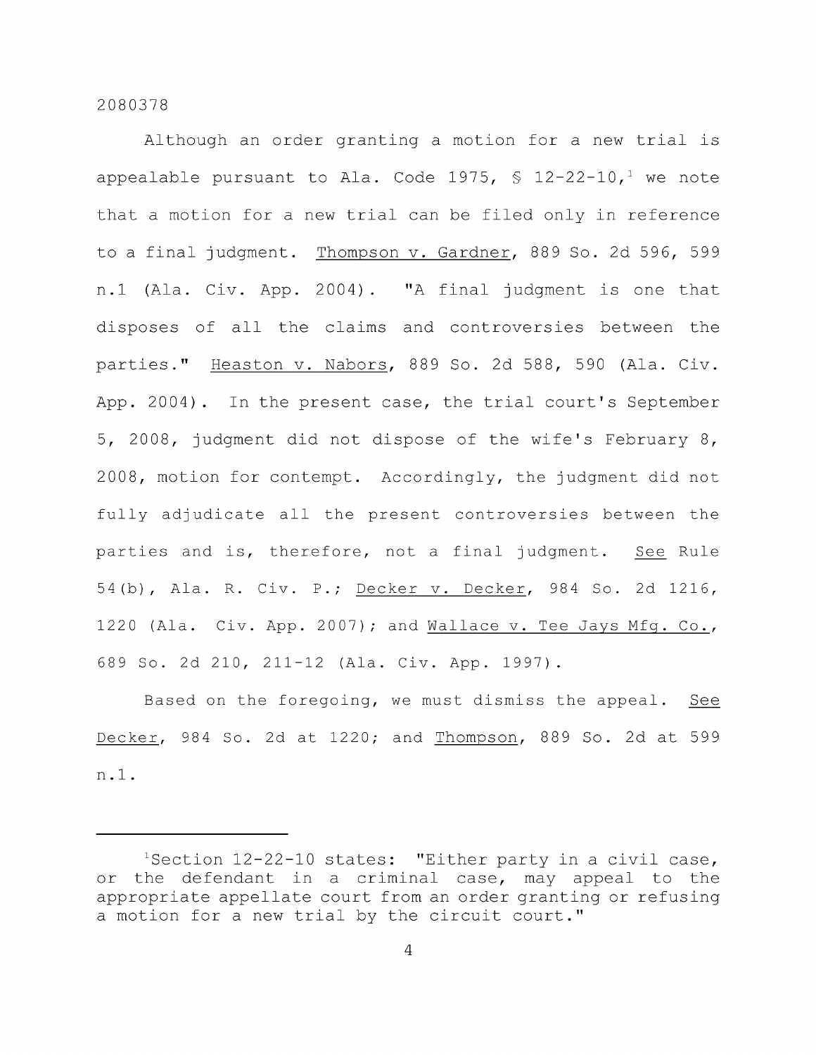Although an order granting a motion for a new trial is appealable pursuant to Ala. Code 1975, § 12-22-10,[1] we note that a motion for a new trial can be filed only in reference to a final judgment. Thompson v. Gardner, 889 So. 2d 596, 599 n.1 (Ala. Civ. App. 2004). "A final judgment is one that disposes of all the claims and controversies between the parties." Heaston v. Nabors, 889 So. 2d 588, 590 (Ala. Civ. App. 2004). In the present case, the trial court's September 5, 2008, judgment did not dispose of the wife's February 8, 2008, motion for contempt. Accordingly, the judgment did not fully adjudicate all the present controversies between the parties and is, therefore, not a final judgment. See Rule 54(b), Ala. R. Civ. P.; Decker v. Decker, 984 So. 2d 1216, 1220 (Ala. Civ. App. 2007); and Wallace v. Tee Jays Mfg. Co., 689 So. 2d 210, 211-12 (Ala. Civ. App. 1997).

Based on the foregoing, we must dismiss the appeal. See Decker, 984 So. 2d at 1220; and Thompson, 889 So. 2d at 599 n.1.

---

[1] Section 12-22-10 states: "Either party in a civil case, or the defendant in a criminal case, may appeal to the appropriate appellate court from an order granting or refusing a motion for a new trial by the circuit court."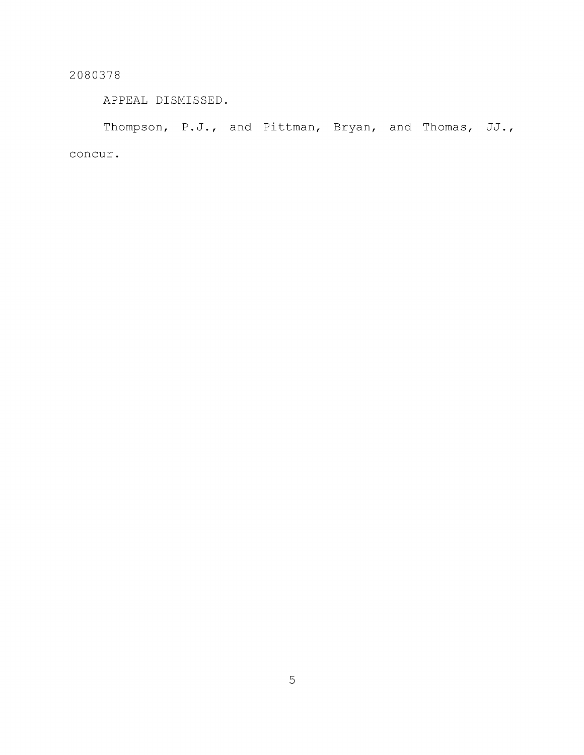APPEAL DISMISSED.

Thompson, P.J., and Pittman, Bryan, and Thomas, JJ., concur.